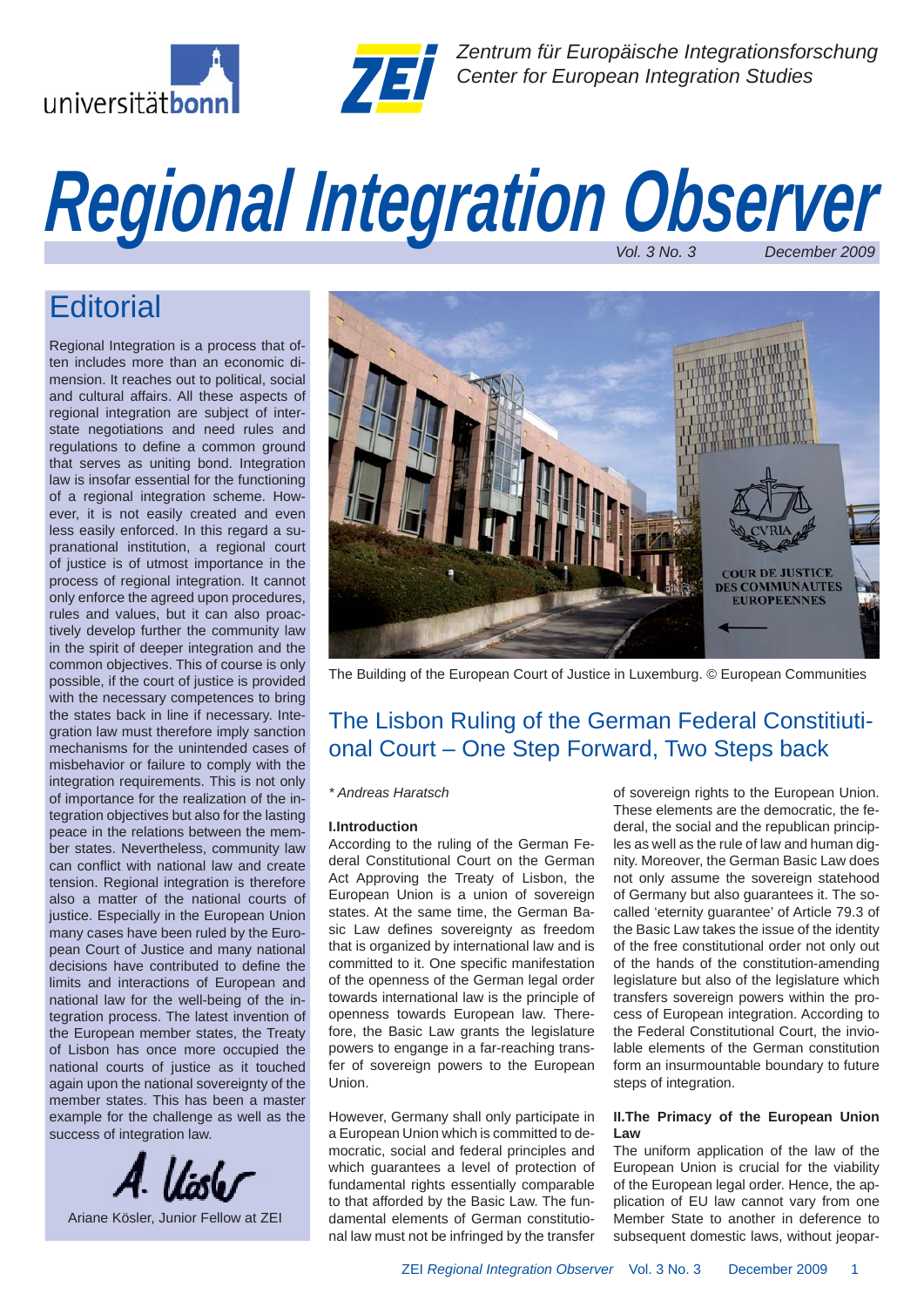universitätbonn

ZEI

*Zentrum für Europäische Integrationsforschung*
*Center for European Integration Studies*

# Regional Integration Observer

*Vol. 3 No. 3* *December 2009*

## Editorial

Regional Integration is a process that often includes more than an economic dimension. It reaches out to political, social and cultural affairs. All these aspects of regional integration are subject of interstate negotiations and need rules and regulations to define a common ground that serves as uniting bond. Integration law is insofar essential for the functioning of a regional integration scheme. However, it is not easily created and even less easily enforced. In this regard a supranational institution, a regional court of justice is of utmost importance in the process of regional integration. It cannot only enforce the agreed upon procedures, rules and values, but it can also proactively develop further the community law in the spirit of deeper integration and the common objectives. This of course is only possible, if the court of justice is provided with the necessary competences to bring the states back in line if necessary. Integration law must therefore imply sanction mechanisms for the unintended cases of misbehavior or failure to comply with the integration requirements. This is not only of importance for the realization of the integration objectives but also for the lasting peace in the relations between the member states. Nevertheless, community law can conflict with national law and create tension. Regional integration is therefore also a matter of the national courts of justice. Especially in the European Union many cases have been ruled by the European Court of Justice and many national decisions have contributed to define the limits and interactions of European and national law for the well-being of the integration process. The latest invention of the European member states, the Treaty of Lisbon has once more occupied the national courts of justice as it touched again upon the national sovereignty of the member states. This has been a master example for the challenge as well as the success of integration law.

A. Kösler

Ariane Kösler, Junior Fellow at ZEI

The Building of the European Court of Justice in Luxemburg. © European Communities

## The Lisbon Ruling of the German Federal Constitutional Court – One Step Forward, Two Steps back

*\* Andreas Haratsch*

### I.Introduction

According to the ruling of the German Federal Constitutional Court on the German Act Approving the Treaty of Lisbon, the European Union is a union of sovereign states. At the same time, the German Basic Law defines sovereignty as freedom that is organized by international law and is committed to it. One specific manifestation of the openness of the German legal order towards international law is the principle of openness towards European law. Therefore, the Basic Law grants the legislature powers to engange in a far-reaching transfer of sovereign powers to the European Union.

However, Germany shall only participate in a European Union which is committed to democratic, social and federal principles and which guarantees a level of protection of fundamental rights essentially comparable to that afforded by the Basic Law. The fundamental elements of German constitutional law must not be infringed by the transfer of sovereign rights to the European Union. These elements are the democratic, the federal, the social and the republican principles as well as the rule of law and human dignity. Moreover, the German Basic Law does not only assume the sovereign statehood of Germany but also guarantees it. The so-called 'eternity guarantee' of Article 79.3 of the Basic Law takes the issue of the identity of the free constitutional order not only out of the hands of the constitution-amending legislature but also of the legislature which transfers sovereign powers within the process of European integration. According to the Federal Constitutional Court, the inviolable elements of the German constitution form an insurmountable boundary to future steps of integration.

### II.The Primacy of the European Union Law

The uniform application of the law of the European Union is crucial for the viability of the European legal order. Hence, the application of EU law cannot vary from one Member State to another in deference to subsequent domestic laws, without jeopar-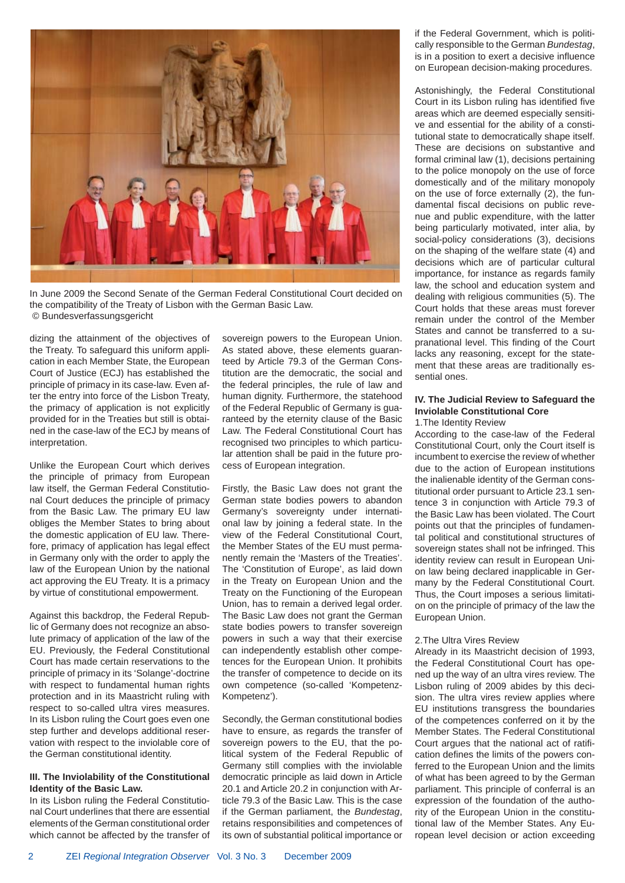In June 2009 the Second Senate of the German Federal Constitutional Court decided on the compatibility of the Treaty of Lisbon with the German Basic Law. © Bundesverfassungsgericht

dizing the attainment of the objectives of the Treaty. To safeguard this uniform application in each Member State, the European Court of Justice (ECJ) has established the principle of primacy in its case-law. Even after the entry into force of the Lisbon Treaty, the primacy of application is not explicitly provided for in the Treaties but still is obtained in the case-law of the ECJ by means of interpretation.

Unlike the European Court which derives the principle of primacy from European law itself, the German Federal Constitutional Court deduces the principle of primacy from the Basic Law. The primary EU law obliges the Member States to bring about the domestic application of EU law. Therefore, primacy of application has legal effect in Germany only with the order to apply the law of the European Union by the national act approving the EU Treaty. It is a primacy by virtue of constitutional empowerment.

Against this backdrop, the Federal Republic of Germany does not recognize an absolute primacy of application of the law of the EU. Previously, the Federal Constitutional Court has made certain reservations to the principle of primacy in its 'Solange'-doctrine with respect to fundamental human rights protection and in its Maastricht ruling with respect to so-called ultra vires measures. In its Lisbon ruling the Court goes even one step further and develops additional reservation with respect to the inviolable core of the German constitutional identity.

### III. The Inviolability of the Constitutional Identity of the Basic Law.

In its Lisbon ruling the Federal Constitutional Court underlines that there are essential elements of the German constitutional order which cannot be affected by the transfer of sovereign powers to the European Union. As stated above, these elements guaranteed by Article 79.3 of the German Constitution are the democratic, the social and the federal principles, the rule of law and human dignity. Furthermore, the statehood of the Federal Republic of Germany is guaranteed by the eternity clause of the Basic Law. The Federal Constitutional Court has recognised two principles to which particular attention shall be paid in the future process of European integration.

Firstly, the Basic Law does not grant the German state bodies powers to abandon Germany's sovereignty under international law by joining a federal state. In the view of the Federal Constitutional Court, the Member States of the EU must permanently remain the 'Masters of the Treaties'. The 'Constitution of Europe', as laid down in the Treaty on European Union and the Treaty on the Functioning of the European Union, has to remain a derived legal order. The Basic Law does not grant the German state bodies powers to transfer sovereign powers in such a way that their exercise can independently establish other competences for the European Union. It prohibits the transfer of competence to decide on its own competence (so-called 'Kompetenz-Kompetenz').

Secondly, the German constitutional bodies have to ensure, as regards the transfer of sovereign powers to the EU, that the political system of the Federal Republic of Germany still complies with the inviolable democratic principle as laid down in Article 20.1 and Article 20.2 in conjunction with Article 79.3 of the Basic Law. This is the case if the German parliament, the *Bundestag*, retains responsibilities and competences of its own of substantial political importance or if the Federal Government, which is politically responsible to the German *Bundestag*, is in a position to exert a decisive influence on European decision-making procedures.

Astonishingly, the Federal Constitutional Court in its Lisbon ruling has identified five areas which are deemed especially sensitive and essential for the ability of a constitutional state to democratically shape itself. These are decisions on substantive and formal criminal law (1), decisions pertaining to the police monopoly on the use of force domestically and of the military monopoly on the use of force externally (2), the fundamental fiscal decisions on public revenue and public expenditure, with the latter being particularly motivated, inter alia, by social-policy considerations (3), decisions on the shaping of the welfare state (4) and decisions which are of particular cultural importance, for instance as regards family law, the school and education system and dealing with religious communities (5). The Court holds that these areas must forever remain under the control of the Member States and cannot be transferred to a supranational level. This finding of the Court lacks any reasoning, except for the statement that these areas are traditionally essential ones.

### IV. The Judicial Review to Safeguard the Inviolable Constitutional Core

1.The Identity Review

According to the case-law of the Federal Constitutional Court, only the Court itself is incumbent to exercise the review of whether due to the action of European institutions the inalienable identity of the German constitutional order pursuant to Article 23.1 sentence 3 in conjunction with Article 79.3 of the Basic Law has been violated. The Court points out that the principles of fundamental political and constitutional structures of sovereign states shall not be infringed. This identity review can result in European Union law being declared inapplicable in Germany by the Federal Constitutional Court. Thus, the Court imposes a serious limitation on the principle of primacy of the law the European Union.

2.The Ultra Vires Review

Already in its Maastricht decision of 1993, the Federal Constitutional Court has opened up the way of an ultra vires review. The Lisbon ruling of 2009 abides by this decision. The ultra vires review applies where EU institutions transgress the boundaries of the competences conferred on it by the Member States. The Federal Constitutional Court argues that the national act of ratification defines the limits of the powers conferred to the European Union and the limits of what has been agreed to by the German parliament. This principle of conferral is an expression of the foundation of the authority of the European Union in the constitutional law of the Member States. Any European level decision or action exceeding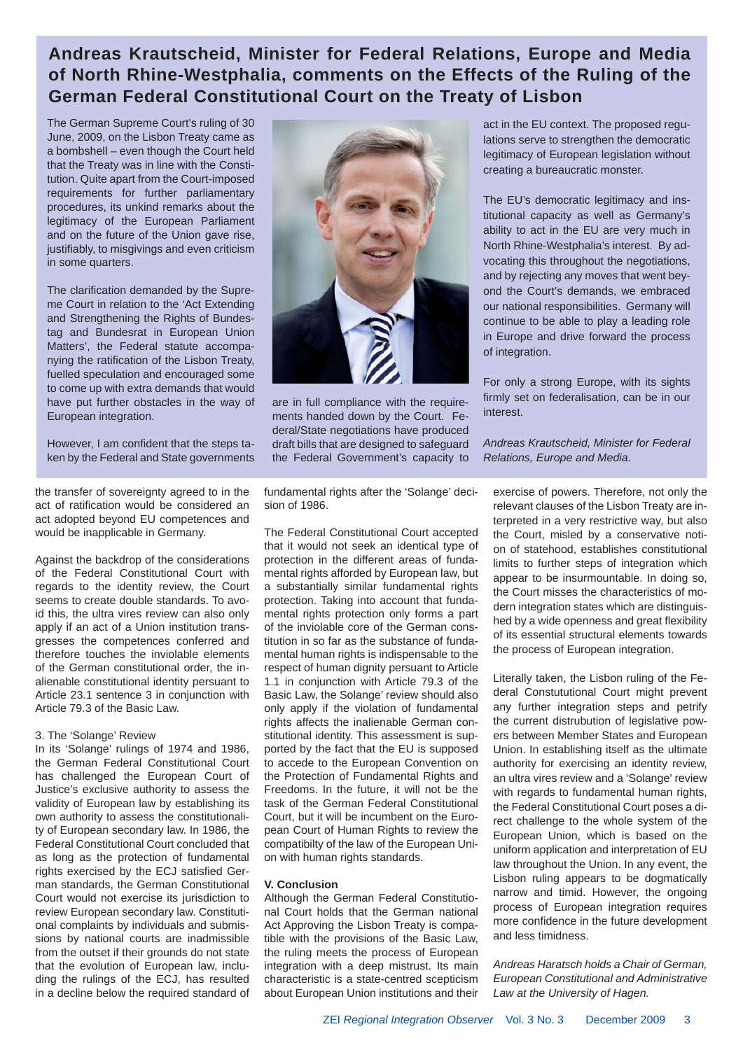## Andreas Krautscheid, Minister for Federal Relations, Europe and Media of North Rhine-Westphalia, comments on the Effects of the Ruling of the German Federal Constitutional Court on the Treaty of Lisbon

The German Supreme Court's ruling of 30 June, 2009, on the Lisbon Treaty came as a bombshell – even though the Court held that the Treaty was in line with the Constitution. Quite apart from the Court-imposed requirements for further parliamentary procedures, its unkind remarks about the legitimacy of the European Parliament and on the future of the Union gave rise, justifiably, to misgivings and even criticism in some quarters.

The clarification demanded by the Supreme Court in relation to the 'Act Extending and Strengthening the Rights of Bundestag and Bundesrat in European Union Matters', the Federal statute accompanying the ratification of the Lisbon Treaty, fuelled speculation and encouraged some to come up with extra demands that would have put further obstacles in the way of European integration.

However, I am confident that the steps taken by the Federal and State governments are in full compliance with the requirements handed down by the Court. Federal/State negotiations have produced draft bills that are designed to safeguard the Federal Government's capacity to act in the EU context. The proposed regulations serve to strengthen the democratic legitimacy of European legislation without creating a bureaucratic monster.

The EU's democratic legitimacy and institutional capacity as well as Germany's ability to act in the EU are very much in North Rhine-Westphalia's interest. By advocating this throughout the negotiations, and by rejecting any moves that went beyond the Court's demands, we embraced our national responsibilities. Germany will continue to be able to play a leading role in Europe and drive forward the process of integration.

For only a strong Europe, with its sights firmly set on federalisation, can be in our interest.

*Andreas Krautscheid, Minister for Federal Relations, Europe and Media.*

---

the transfer of sovereignty agreed to in the act of ratification would be considered an act adopted beyond EU competences and would be inapplicable in Germany.

Against the backdrop of the considerations of the Federal Constitutional Court with regards to the identity review, the Court seems to create double standards. To avoid this, the ultra vires review can also only apply if an act of a Union institution transgresses the competences conferred and therefore touches the inviolable elements of the German constitutional order, the inalienable constitutional identity persuant to Article 23.1 sentence 3 in conjunction with Article 79.3 of the Basic Law.

3. The 'Solange' Review

In its 'Solange' rulings of 1974 and 1986, the German Federal Constitutional Court has challenged the European Court of Justice's exclusive authority to assess the validity of European law by establishing its own authority to assess the constitutionality of European secondary law. In 1986, the Federal Constitutional Court concluded that as long as the protection of fundamental rights exercised by the ECJ satisfied German standards, the German Constitutional Court would not exercise its jurisdiction to review European secondary law. Constitutional complaints by individuals and submissions by national courts are inadmissible from the outset if their grounds do not state that the evolution of European law, including the rulings of the ECJ, has resulted in a decline below the required standard of fundamental rights after the 'Solange' decision of 1986.

The Federal Constitutional Court accepted that it would not seek an identical type of protection in the different areas of fundamental rights afforded by European law, but a substantially similar fundamental rights protection. Taking into account that fundamental rights protection only forms a part of the inviolable core of the German constitution in so far as the substance of fundamental human rights is indispensable to the respect of human dignity persuant to Article 1.1 in conjunction with Article 79.3 of the Basic Law, the Solange' review should also only apply if the violation of fundamental rights affects the inalienable German constitutional identity. This assessment is supported by the fact that the EU is supposed to accede to the European Convention on the Protection of Fundamental Rights and Freedoms. In the future, it will not be the task of the German Federal Constitutional Court, but it will be incumbent on the European Court of Human Rights to review the compatibilty of the law of the European Union with human rights standards.

### V. Conclusion

Although the German Federal Constitutional Court holds that the German national Act Approving the Lisbon Treaty is compatible with the provisions of the Basic Law, the ruling meets the process of European integration with a deep mistrust. Its main characteristic is a state-centred scepticism about European Union institutions and their exercise of powers. Therefore, not only the relevant clauses of the Lisbon Treaty are interpreted in a very restrictive way, but also the Court, misled by a conservative notion of statehood, establishes constitutional limits to further steps of integration which appear to be insurmountable. In doing so, the Court misses the characteristics of modern integration states which are distinguished by a wide openness and great flexibility of its essential structural elements towards the process of European integration.

Literally taken, the Lisbon ruling of the Federal Constututional Court might prevent any further integration steps and petrify the current distrubution of legislative powers between Member States and European Union. In establishing itself as the ultimate authority for exercising an identity review, an ultra vires review and a 'Solange' review with regards to fundamental human rights, the Federal Constitutional Court poses a direct challenge to the whole system of the European Union, which is based on the uniform application and interpretation of EU law throughout the Union. In any event, the Lisbon ruling appears to be dogmatically narrow and timid. However, the ongoing process of European integration requires more confidence in the future development and less timidness.

*Andreas Haratsch holds a Chair of German, European Constitutional and Administrative Law at the University of Hagen.*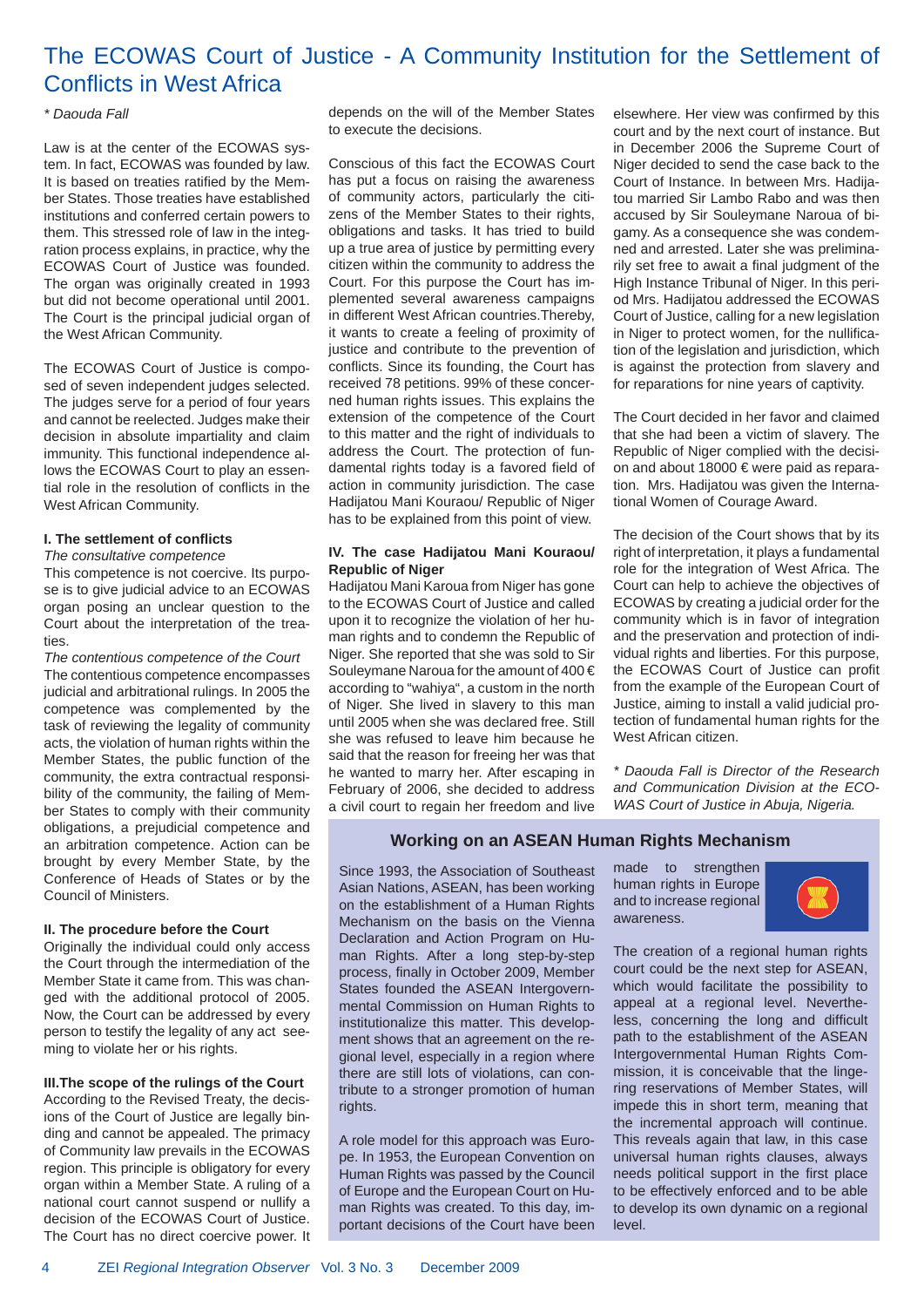# The ECOWAS Court of Justice - A Community Institution for the Settlement of Conflicts in West Africa

*\* Daouda Fall*

Law is at the center of the ECOWAS system. In fact, ECOWAS was founded by law. It is based on treaties ratified by the Member States. Those treaties have established institutions and conferred certain powers to them. This stressed role of law in the integration process explains, in practice, why the ECOWAS Court of Justice was founded. The organ was originally created in 1993 but did not become operational until 2001. The Court is the principal judicial organ of the West African Community.

The ECOWAS Court of Justice is composed of seven independent judges selected. The judges serve for a period of four years and cannot be reelected. Judges make their decision in absolute impartiality and claim immunity. This functional independence allows the ECOWAS Court to play an essential role in the resolution of conflicts in the West African Community.

### I. The settlement of conflicts

*The consultative competence*

This competence is not coercive. Its purpose is to give judicial advice to an ECOWAS organ posing an unclear question to the Court about the interpretation of the treaties.

*The contentious competence of the Court*

The contentious competence encompasses judicial and arbitrational rulings. In 2005 the competence was complemented by the task of reviewing the legality of community acts, the violation of human rights within the Member States, the public function of the community, the extra contractual responsibility of the community, the failing of Member States to comply with their community obligations, a prejudicial competence and an arbitration competence. Action can be brought by every Member State, by the Conference of Heads of States or by the Council of Ministers.

### II. The procedure before the Court

Originally the individual could only access the Court through the intermediation of the Member State it came from. This was changed with the additional protocol of 2005. Now, the Court can be addressed by every person to testify the legality of any act seeming to violate her or his rights.

### III.The scope of the rulings of the Court

According to the Revised Treaty, the decisions of the Court of Justice are legally binding and cannot be appealed. The primacy of Community law prevails in the ECOWAS region. This principle is obligatory for every organ within a Member State. A ruling of a national court cannot suspend or nullify a decision of the ECOWAS Court of Justice. The Court has no direct coercive power. It depends on the will of the Member States to execute the decisions.

Conscious of this fact the ECOWAS Court has put a focus on raising the awareness of community actors, particularly the citizens of the Member States to their rights, obligations and tasks. It has tried to build up a true area of justice by permitting every citizen within the community to address the Court. For this purpose the Court has implemented several awareness campaigns in different West African countries.Thereby, it wants to create a feeling of proximity of justice and contribute to the prevention of conflicts. Since its founding, the Court has received 78 petitions. 99% of these concerned human rights issues. This explains the extension of the competence of the Court to this matter and the right of individuals to address the Court. The protection of fundamental rights today is a favored field of action in community jurisdiction. The case Hadijatou Mani Kouraou/ Republic of Niger has to be explained from this point of view.

### IV. The case Hadijatou Mani Kouraou/ Republic of Niger

Hadijatou Mani Karoua from Niger has gone to the ECOWAS Court of Justice and called upon it to recognize the violation of her human rights and to condemn the Republic of Niger. She reported that she was sold to Sir Souleymane Naroua for the amount of 400 € according to "wahiya", a custom in the north of Niger. She lived in slavery to this man until 2005 when she was declared free. Still she was refused to leave him because he said that the reason for freeing her was that he wanted to marry her. After escaping in February of 2006, she decided to address a civil court to regain her freedom and live elsewhere. Her view was confirmed by this court and by the next court of instance. But in December 2006 the Supreme Court of Niger decided to send the case back to the Court of Instance. In between Mrs. Hadijatou married Sir Lambo Rabo and was then accused by Sir Souleymane Naroua of bigamy. As a consequence she was condemned and arrested. Later she was preliminarily set free to await a final judgment of the High Instance Tribunal of Niger. In this period Mrs. Hadijatou addressed the ECOWAS Court of Justice, calling for a new legislation in Niger to protect women, for the nullification of the legislation and jurisdiction, which is against the protection from slavery and for reparations for nine years of captivity.

The Court decided in her favor and claimed that she had been a victim of slavery. The Republic of Niger complied with the decision and about 18000 € were paid as reparation. Mrs. Hadijatou was given the International Women of Courage Award.

The decision of the Court shows that by its right of interpretation, it plays a fundamental role for the integration of West Africa. The Court can help to achieve the objectives of ECOWAS by creating a judicial order for the community which is in favor of integration and the preservation and protection of individual rights and liberties. For this purpose, the ECOWAS Court of Justice can profit from the example of the European Court of Justice, aiming to install a valid judicial protection of fundamental human rights for the West African citizen.

*\* Daouda Fall is Director of the Research and Communication Division at the ECOWAS Court of Justice in Abuja, Nigeria.*

## Working on an ASEAN Human Rights Mechanism

Since 1993, the Association of Southeast Asian Nations, ASEAN, has been working on the establishment of a Human Rights Mechanism on the basis on the Vienna Declaration and Action Program on Human Rights. After a long step-by-step process, finally in October 2009, Member States founded the ASEAN Intergovernmental Commission on Human Rights to institutionalize this matter. This development shows that an agreement on the regional level, especially in a region where there are still lots of violations, can contribute to a stronger promotion of human rights.

A role model for this approach was Europe. In 1953, the European Convention on Human Rights was passed by the Council of Europe and the European Court on Human Rights was created. To this day, important decisions of the Court have been made to strengthen human rights in Europe and to increase regional awareness.

The creation of a regional human rights court could be the next step for ASEAN, which would facilitate the possibility to appeal at a regional level. Nevertheless, concerning the long and difficult path to the establishment of the ASEAN Intergovernmental Human Rights Commission, it is conceivable that the lingering reservations of Member States, will impede this in short term, meaning that the incremental approach will continue. This reveals again that law, in this case universal human rights clauses, always needs political support in the first place to be effectively enforced and to be able to develop its own dynamic on a regional level.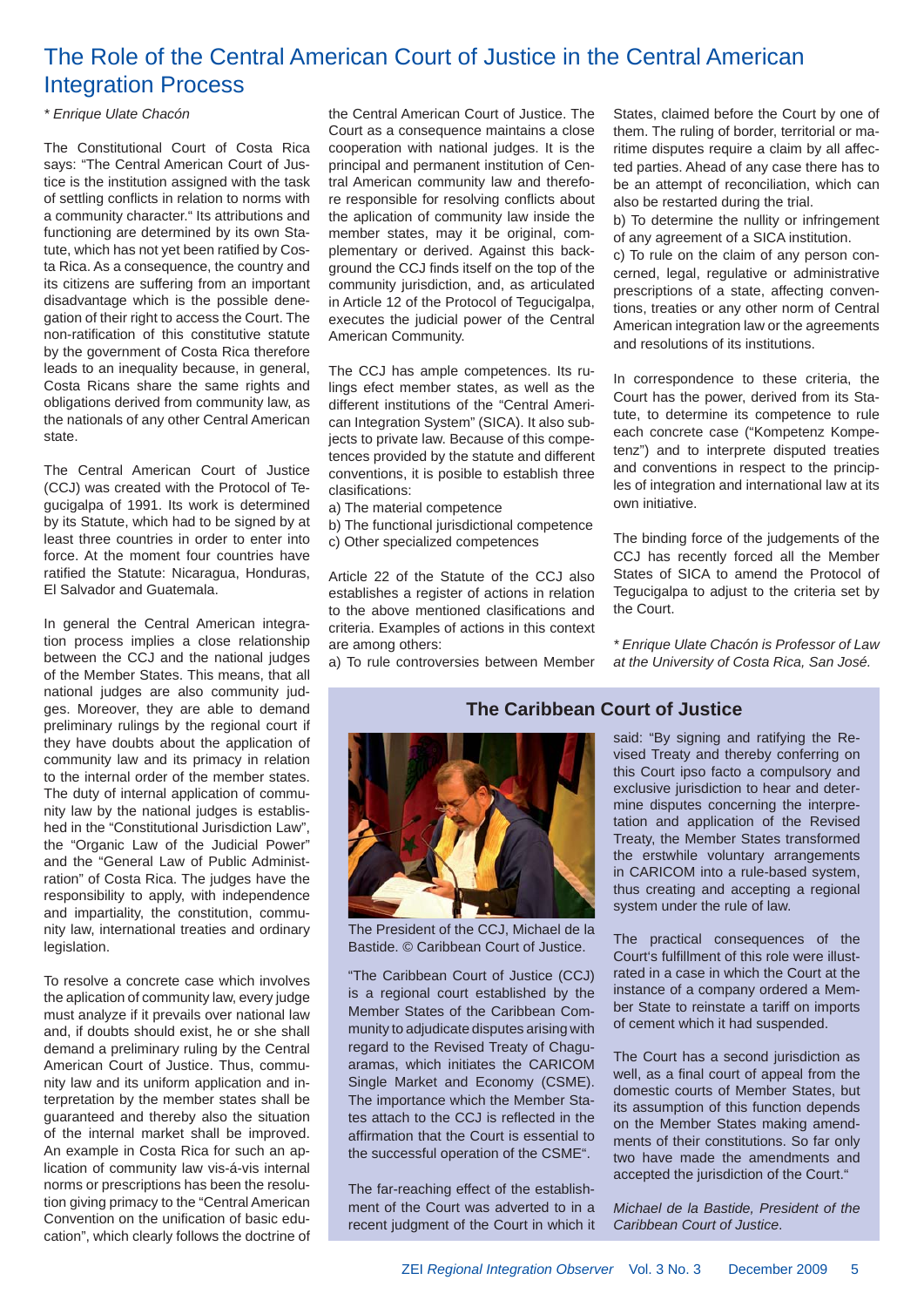# The Role of the Central American Court of Justice in the Central American Integration Process

*\* Enrique Ulate Chacón*

The Constitutional Court of Costa Rica says: "The Central American Court of Justice is the institution assigned with the task of settling conflicts in relation to norms with a community character." Its attributions and functioning are determined by its own Statute, which has not yet been ratified by Costa Rica. As a consequence, the country and its citizens are suffering from an important disadvantage which is the possible denegation of their right to access the Court. The non-ratification of this constitutive statute by the government of Costa Rica therefore leads to an inequality because, in general, Costa Ricans share the same rights and obligations derived from community law, as the nationals of any other Central American state.

The Central American Court of Justice (CCJ) was created with the Protocol of Tegucigalpa of 1991. Its work is determined by its Statute, which had to be signed by at least three countries in order to enter into force. At the moment four countries have ratified the Statute: Nicaragua, Honduras, El Salvador and Guatemala.

In general the Central American integration process implies a close relationship between the CCJ and the national judges of the Member States. This means, that all national judges are also community judges. Moreover, they are able to demand preliminary rulings by the regional court if they have doubts about the application of community law and its primacy in relation to the internal order of the member states. The duty of internal application of community law by the national judges is established in the "Constitutional Jurisdiction Law", the "Organic Law of the Judicial Power" and the "General Law of Public Administration" of Costa Rica. The judges have the responsibility to apply, with independence and impartiality, the constitution, community law, international treaties and ordinary legislation.

To resolve a concrete case which involves the aplication of community law, every judge must analyze if it prevails over national law and, if doubts should exist, he or she shall demand a preliminary ruling by the Central American Court of Justice. Thus, community law and its uniform application and interpretation by the member states shall be guaranteed and thereby also the situation of the internal market shall be improved. An example in Costa Rica for such an application of community law vis-á-vis internal norms or prescriptions has been the resolution giving primacy to the "Central American Convention on the unification of basic education", which clearly follows the doctrine of the Central American Court of Justice. The Court as a consequence maintains a close cooperation with national judges. It is the principal and permanent institution of Central American community law and therefore responsible for resolving conflicts about the aplication of community law inside the member states, may it be original, complementary or derived. Against this background the CCJ finds itself on the top of the community jurisdiction, and, as articulated in Article 12 of the Protocol of Tegucigalpa, executes the judicial power of the Central American Community.

The CCJ has ample competences. Its rulings efect member states, as well as the different institutions of the "Central American Integration System" (SICA). It also subjects to private law. Because of this competences provided by the statute and different conventions, it is possible to establish three clasifications:

a) The material competence
b) The functional jurisdictional competence
c) Other specialized competences

Article 22 of the Statute of the CCJ also establishes a register of actions in relation to the above mentioned clasifications and criteria. Examples of actions in this context are among others:

a) To rule controversies between Member States, claimed before the Court by one of them. The ruling of border, territorial or maritime disputes require a claim by all affected parties. Ahead of any case there has to be an attempt of reconciliation, which can also be restarted during the trial.
b) To determine the nullity or infringement of any agreement of a SICA institution.
c) To rule on the claim of any person concerned, legal, regulative or administrative prescriptions of a state, affecting conventions, treaties or any other norm of Central American integration law or the agreements and resolutions of its institutions.

In correspondence to these criteria, the Court has the power, derived from its Statute, to determine its competence to rule each concrete case ("Kompetenz Kompetenz") and to interprete disputed treaties and conventions in respect to the principles of integration and international law at its own initiative.

The binding force of the judgements of the CCJ has recently forced all the Member States of SICA to amend the Protocol of Tegucigalpa to adjust to the criteria set by the Court.

*\* Enrique Ulate Chacón is Professor of Law at the University of Costa Rica, San José.*

## The Caribbean Court of Justice

The President of the CCJ, Michael de la Bastide. © Caribbean Court of Justice.

"The Caribbean Court of Justice (CCJ) is a regional court established by the Member States of the Caribbean Community to adjudicate disputes arising with regard to the Revised Treaty of Chaguaramas, which initiates the CARICOM Single Market and Economy (CSME). The importance which the Member States attach to the CCJ is reflected in the affirmation that the Court is essential to the successful operation of the CSME".

The far-reaching effect of the establishment of the Court was adverted to in a recent judgment of the Court in which it said: "By signing and ratifying the Revised Treaty and thereby conferring on this Court ipso facto a compulsory and exclusive jurisdiction to hear and determine disputes concerning the interpretation and application of the Revised Treaty, the Member States transformed the erstwhile voluntary arrangements in CARICOM into a rule-based system, thus creating and accepting a regional system under the rule of law.

The practical consequences of the Court's fulfillment of this role were illustrated in a case in which the Court at the instance of a company ordered a Member State to reinstate a tariff on imports of cement which it had suspended.

The Court has a second jurisdiction as well, as a final court of appeal from the domestic courts of Member States, but its assumption of this function depends on the Member States making amendments of their constitutions. So far only two have made the amendments and accepted the jurisdiction of the Court."

*Michael de la Bastide, President of the Caribbean Court of Justice.*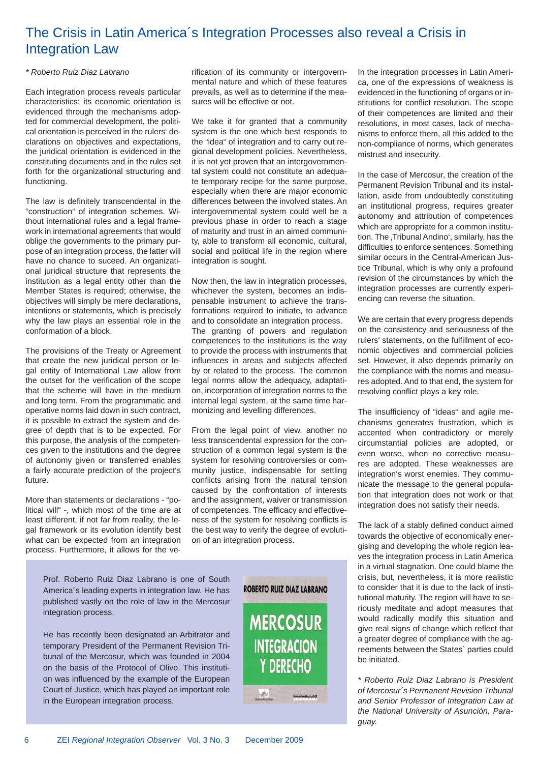# The Crisis in Latin America´s Integration Processes also reveal a Crisis in Integration Law

*\* Roberto Ruiz Diaz Labrano*

Each integration process reveals particular characteristics: its economic orientation is evidenced through the mechanisms adopted for commercial development, the political orientation is perceived in the rulers' declarations on objectives and expectations, the juridical orientation is evidenced in the constituting documents and in the rules set forth for the organizational structuring and functioning.

The law is definitely transcendental in the "construction" of integration schemes. Without international rules and a legal framework in international agreements that would oblige the governments to the primary purpose of an integration process, the latter will have no chance to suceed. An organizational juridical structure that represents the institution as a legal entity other than the Member States is required; otherwise, the objectives will simply be mere declarations, intentions or statements, which is precisely why the law plays an essential role in the conformation of a block.

The provisions of the Treaty or Agreement that create the new juridical person or legal entity of International Law allow from the outset for the verification of the scope that the scheme will have in the medium and long term. From the programmatic and operative norms laid down in such contract, it is possible to extract the system and degree of depth that is to be expected. For this purpose, the analysis of the competences given to the institutions and the degree of autonomy given or transferred enables a fairly accurate prediction of the project's future.

More than statements or declarations - "political will" -, which most of the time are at least different, if not far from reality, the legal framework or its evolution identify best what can be expected from an integration process. Furthermore, it allows for the verification of its community or intergovernmental nature and which of these features prevails, as well as to determine if the measures will be effective or not.

We take it for granted that a community system is the one which best responds to the "idea" of integration and to carry out regional development policies. Nevertheless, it is not yet proven that an intergovernmental system could not constitute an adequate temporary recipe for the same purpose, especially when there are major economic differences between the involved states. An intergovernmental system could well be a previous phase in order to reach a stage of maturity and trust in an aimed community, able to transform all economic, cultural, social and political life in the region where integration is sought.

Now then, the law in integration processes, whichever the system, becomes an indispensable instrument to achieve the transformations required to initiate, to advance and to consolidate an integration process. The granting of powers and regulation competences to the institutions is the way to provide the process with instruments that influences in areas and subjects affected by or related to the process. The common legal norms allow the adequacy, adaptation, incorporation of integration norms to the internal legal system, at the same time harmonizing and levelling differences.

From the legal point of view, another no less transcendental expression for the construction of a common legal system is the system for resolving controversies or community justice, indispensable for settling conflicts arising from the natural tension caused by the confrontation of interests and the assignment, waiver or transmission of competences. The efficacy and effectiveness of the system for resolving conflicts is the best way to verify the degree of evolution of an integration process.

In the integration processes in Latin America, one of the expressions of weakness is evidenced in the functioning of organs or institutions for conflict resolution. The scope of their competences are limited and their resolutions, in most cases, lack of mechanisms to enforce them, all this added to the non-compliance of norms, which generates mistrust and insecurity.

In the case of Mercosur, the creation of the Permanent Revision Tribunal and its installation, aside from undoubtedly constituting an institutional progress, requires greater autonomy and attribution of competences which are appropriate for a common institution. The ‚Tribunal Andino', similarly, has the difficulties to enforce sentences. Something similar occurs in the Central-American Justice Tribunal, which is why only a profound revision of the circumstances by which the integration processes are currently experiencing can reverse the situation.

We are certain that every progress depends on the consistency and seriousness of the rulers' statements, on the fulfillment of economic objectives and commercial policies set. However, it also depends primarily on the compliance with the norms and measures adopted. And to that end, the system for resolving conflict plays a key role.

The insufficiency of "ideas" and agile mechanisms generates frustration, which is accented when contradictory or merely circumstantial policies are adopted, or even worse, when no corrective measures are adopted. These weaknesses are integration's worst enemies. They communicate the message to the general population that integration does not work or that integration does not satisfy their needs.

The lack of a stably defined conduct aimed towards the objective of economically energising and developing the whole region leaves the integration process in Latin America in a virtual stagnation. One could blame the crisis, but, nevertheless, it is more realistic to consider that it is due to the lack of institutional maturity. The region will have to seriously meditate and adopt measures that would radically modify this situation and give real signs of change which reflect that a greater degree of compliance with the agreements between the States` parties could be initiated.

*\* Roberto Ruiz Diaz Labrano is President of Mercosur´s Permanent Revision Tribunal and Senior Professor of Integration Law at the National University of Asunción, Paraguay.*

---

Prof. Roberto Ruiz Diaz Labrano is one of South America´s leading experts in integration law. He has published vastly on the role of law in the Mercosur integration process.

He has recently been designated an Arbitrator and temporary President of the Permanent Revision Tribunal of the Mercosur, which was founded in 2004 on the basis of the Protocol of Olivo. This institution was influenced by the example of the European Court of Justice, which has played an important role in the European integration process.

ROBERTO RUIZ DIAZ LABRANO

MERCOSUR INTEGRACION Y DERECHO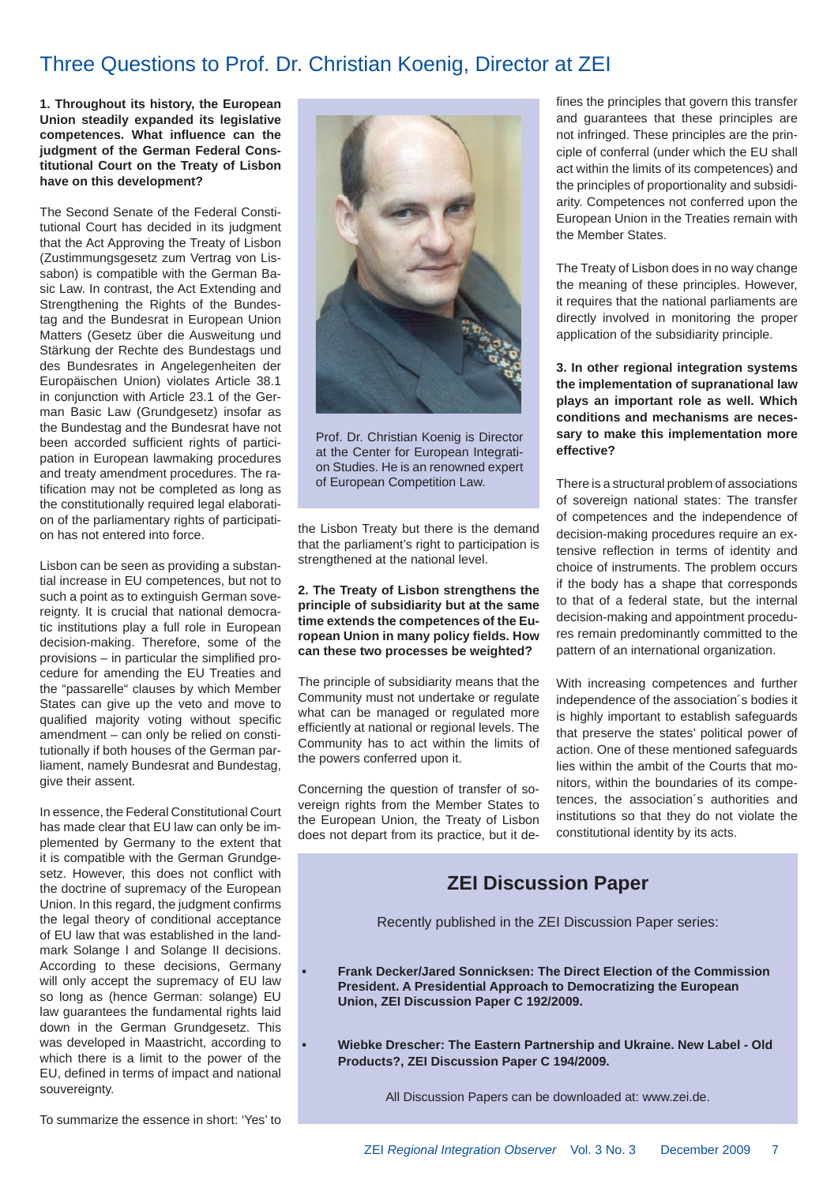# Three Questions to Prof. Dr. Christian Koenig, Director at ZEI

**1. Throughout its history, the European Union steadily expanded its legislative competences. What influence can the judgment of the German Federal Constitutional Court on the Treaty of Lisbon have on this development?**

The Second Senate of the Federal Constitutional Court has decided in its judgment that the Act Approving the Treaty of Lisbon (Zustimmungsgesetz zum Vertrag von Lissabon) is compatible with the German Basic Law. In contrast, the Act Extending and Strengthening the Rights of the Bundestag and the Bundesrat in European Union Matters (Gesetz über die Ausweitung und Stärkung der Rechte des Bundestags und des Bundesrates in Angelegenheiten der Europäischen Union) violates Article 38.1 in conjunction with Article 23.1 of the German Basic Law (Grundgesetz) insofar as the Bundestag and the Bundesrat have not been accorded sufficient rights of participation in European lawmaking procedures and treaty amendment procedures. The ratification may not be completed as long as the constitutionally required legal elaboration of the parliamentary rights of participation has not entered into force.

Lisbon can be seen as providing a substantial increase in EU competences, but not to such a point as to extinguish German sovereignty. It is crucial that national democratic institutions play a full role in European decision-making. Therefore, some of the provisions – in particular the simplified procedure for amending the EU Treaties and the "passarelle" clauses by which Member States can give up the veto and move to qualified majority voting without specific amendment – can only be relied on constitutionally if both houses of the German parliament, namely Bundesrat and Bundestag, give their assent.

In essence, the Federal Constitutional Court has made clear that EU law can only be implemented by Germany to the extent that it is compatible with the German Grundgesetz. However, this does not conflict with the doctrine of supremacy of the European Union. In this regard, the judgment confirms the legal theory of conditional acceptance of EU law that was established in the landmark Solange I and Solange II decisions. According to these decisions, Germany will only accept the supremacy of EU law so long as (hence German: solange) EU law guarantees the fundamental rights laid down in the German Grundgesetz. This was developed in Maastricht, according to which there is a limit to the power of the EU, defined in terms of impact and national souvereignty.

To summarize the essence in short: 'Yes' to the Lisbon Treaty but there is the demand that the parliament's right to participation is strengthened at the national level.

Prof. Dr. Christian Koenig is Director at the Center for European Integration Studies. He is an renowned expert of European Competition Law.

**2. The Treaty of Lisbon strengthens the principle of subsidiarity but at the same time extends the competences of the European Union in many policy fields. How can these two processes be weighted?**

The principle of subsidiarity means that the Community must not undertake or regulate what can be managed or regulated more efficiently at national or regional levels. The Community has to act within the limits of the powers conferred upon it.

Concerning the question of transfer of sovereign rights from the Member States to the European Union, the Treaty of Lisbon does not depart from its practice, but it defines the principles that govern this transfer and guarantees that these principles are not infringed. These principles are the principle of conferral (under which the EU shall act within the limits of its competences) and the principles of proportionality and subsidiarity. Competences not conferred upon the European Union in the Treaties remain with the Member States.

The Treaty of Lisbon does in no way change the meaning of these principles. However, it requires that the national parliaments are directly involved in monitoring the proper application of the subsidiarity principle.

**3. In other regional integration systems the implementation of supranational law plays an important role as well. Which conditions and mechanisms are necessary to make this implementation more effective?**

There is a structural problem of associations of sovereign national states: The transfer of competences and the independence of decision-making procedures require an extensive reflection in terms of identity and choice of instruments. The problem occurs if the body has a shape that corresponds to that of a federal state, but the internal decision-making and appointment procedures remain predominantly committed to the pattern of an international organization.

With increasing competences and further independence of the association´s bodies it is highly important to establish safeguards that preserve the states' political power of action. One of these mentioned safeguards lies within the ambit of the Courts that monitors, within the boundaries of its competences, the association´s authorities and institutions so that they do not violate the constitutional identity by its acts.

## ZEI Discussion Paper

Recently published in the ZEI Discussion Paper series:

- **Frank Decker/Jared Sonnicksen: The Direct Election of the Commission President. A Presidential Approach to Democratizing the European Union, ZEI Discussion Paper C 192/2009.**
- **Wiebke Drescher: The Eastern Partnership and Ukraine. New Label - Old Products?, ZEI Discussion Paper C 194/2009.**

All Discussion Papers can be downloaded at: www.zei.de.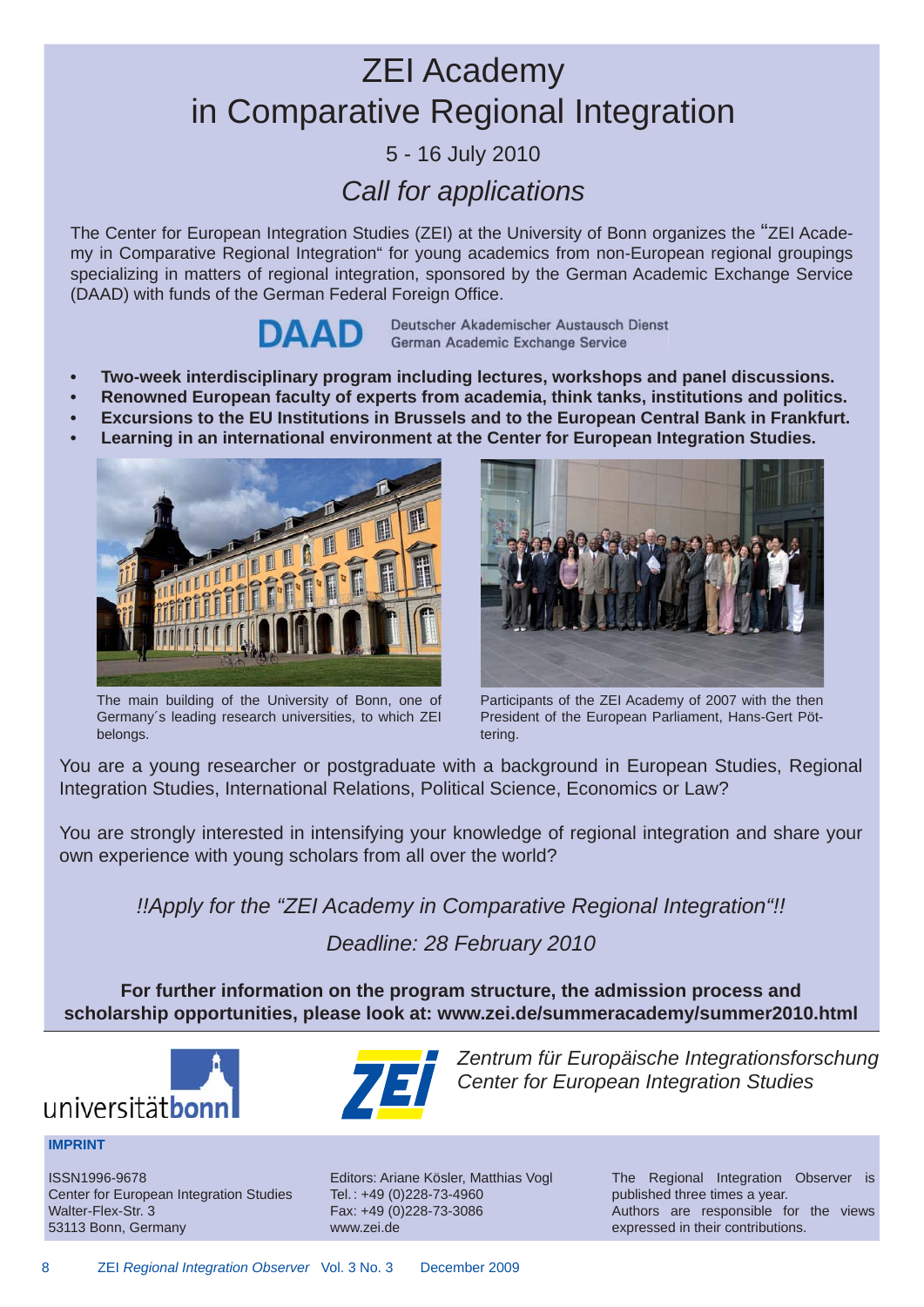# ZEI Academy in Comparative Regional Integration

5 - 16 July 2010

## *Call for applications*

The Center for European Integration Studies (ZEI) at the University of Bonn organizes the "ZEI Academy in Comparative Regional Integration" for young academics from non-European regional groupings specializing in matters of regional integration, sponsored by the German Academic Exchange Service (DAAD) with funds of the German Federal Foreign Office.

DAAD Deutscher Akademischer Austausch Dienst German Academic Exchange Service

- **Two-week interdisciplinary program including lectures, workshops and panel discussions.**
- **Renowned European faculty of experts from academia, think tanks, institutions and politics.**
- **Excursions to the EU Institutions in Brussels and to the European Central Bank in Frankfurt.**
- **Learning in an international environment at the Center for European Integration Studies.**

The main building of the University of Bonn, one of Germany´s leading research universities, to which ZEI belongs.

Participants of the ZEI Academy of 2007 with the then President of the European Parliament, Hans-Gert Pöttering.

You are a young researcher or postgraduate with a background in European Studies, Regional Integration Studies, International Relations, Political Science, Economics or Law?

You are strongly interested in intensifying your knowledge of regional integration and share your own experience with young scholars from all over the world?

*!!Apply for the "ZEI Academy in Comparative Regional Integration"!!*

*Deadline: 28 February 2010*

**For further information on the program structure, the admission process and scholarship opportunities, please look at: www.zei.de/summeracademy/summer2010.html**

universitätbonn

ZEI *Zentrum für Europäische Integrationsforschung*
*Center for European Integration Studies*

**IMPRINT**

ISSN1996-9678
Center for European Integration Studies
Walter-Flex-Str. 3
53113 Bonn, Germany

Editors: Ariane Kösler, Matthias Vogl
Tel.: +49 (0)228-73-4960
Fax: +49 (0)228-73-3086
www.zei.de

The Regional Integration Observer is published three times a year.
Authors are responsible for the views expressed in their contributions.